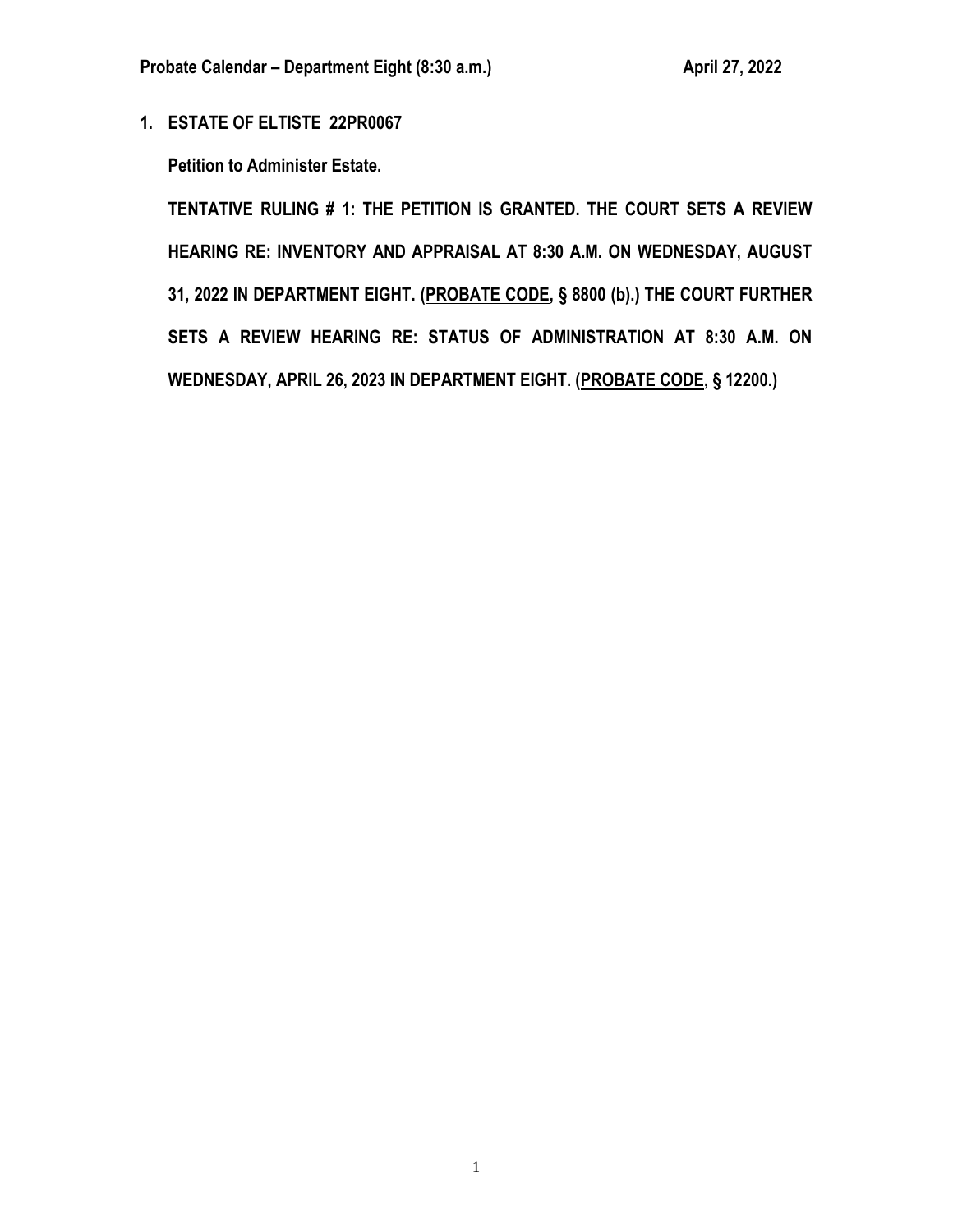**Probate Calendar – Department Eight (8:30 a.m.)** **April 27, 2022**

**1. ESTATE OF ELTISTE 22PR0067**

**Petition to Administer Estate.**

**TENTATIVE RULING # 1: THE PETITION IS GRANTED. THE COURT SETS A REVIEW HEARING RE: INVENTORY AND APPRAISAL AT 8:30 A.M. ON WEDNESDAY, AUGUST 31, 2022 IN DEPARTMENT EIGHT. (PROBATE CODE, § 8800 (b).) THE COURT FURTHER SETS A REVIEW HEARING RE: STATUS OF ADMINISTRATION AT 8:30 A.M. ON WEDNESDAY, APRIL 26, 2023 IN DEPARTMENT EIGHT. (PROBATE CODE, § 12200.)**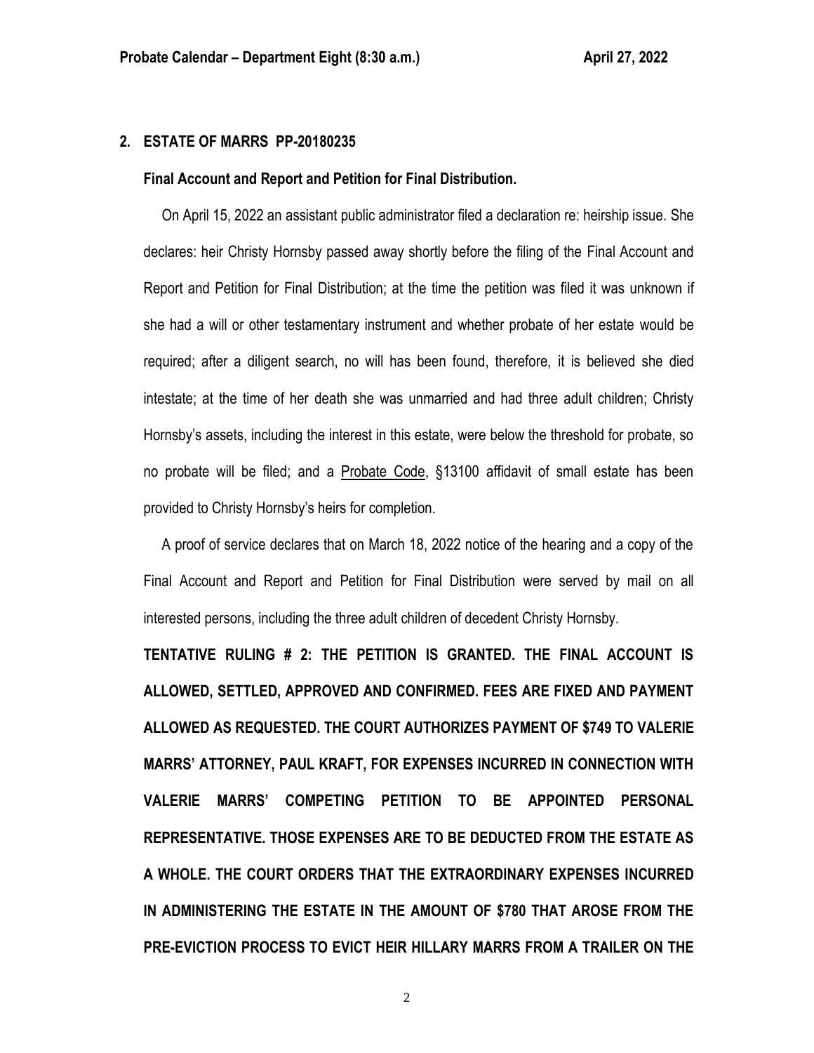## 2. ESTATE OF MARRS PP-20180235

**Final Account and Report and Petition for Final Distribution.**

On April 15, 2022 an assistant public administrator filed a declaration re: heirship issue. She declares: heir Christy Hornsby passed away shortly before the filing of the Final Account and Report and Petition for Final Distribution; at the time the petition was filed it was unknown if she had a will or other testamentary instrument and whether probate of her estate would be required; after a diligent search, no will has been found, therefore, it is believed she died intestate; at the time of her death she was unmarried and had three adult children; Christy Hornsby's assets, including the interest in this estate, were below the threshold for probate, so no probate will be filed; and a Probate Code, §13100 affidavit of small estate has been provided to Christy Hornsby's heirs for completion.

A proof of service declares that on March 18, 2022 notice of the hearing and a copy of the Final Account and Report and Petition for Final Distribution were served by mail on all interested persons, including the three adult children of decedent Christy Hornsby.

**TENTATIVE RULING # 2: THE PETITION IS GRANTED. THE FINAL ACCOUNT IS ALLOWED, SETTLED, APPROVED AND CONFIRMED. FEES ARE FIXED AND PAYMENT ALLOWED AS REQUESTED. THE COURT AUTHORIZES PAYMENT OF $749 TO VALERIE MARRS' ATTORNEY, PAUL KRAFT, FOR EXPENSES INCURRED IN CONNECTION WITH VALERIE MARRS' COMPETING PETITION TO BE APPOINTED PERSONAL REPRESENTATIVE. THOSE EXPENSES ARE TO BE DEDUCTED FROM THE ESTATE AS A WHOLE. THE COURT ORDERS THAT THE EXTRAORDINARY EXPENSES INCURRED IN ADMINISTERING THE ESTATE IN THE AMOUNT OF $780 THAT AROSE FROM THE PRE-EVICTION PROCESS TO EVICT HEIR HILLARY MARRS FROM A TRAILER ON THE**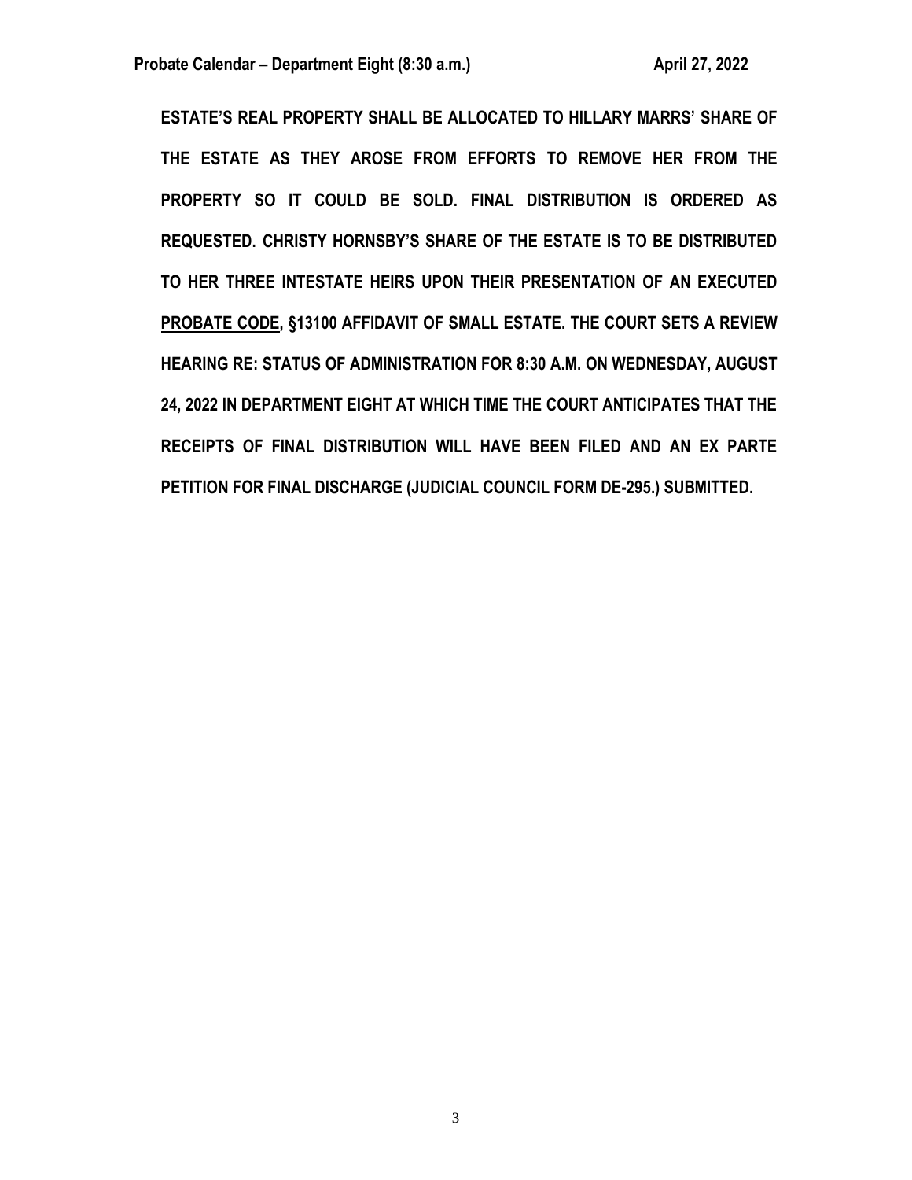**ESTATE'S REAL PROPERTY SHALL BE ALLOCATED TO HILLARY MARRS' SHARE OF THE ESTATE AS THEY AROSE FROM EFFORTS TO REMOVE HER FROM THE PROPERTY SO IT COULD BE SOLD. FINAL DISTRIBUTION IS ORDERED AS REQUESTED. CHRISTY HORNSBY'S SHARE OF THE ESTATE IS TO BE DISTRIBUTED TO HER THREE INTESTATE HEIRS UPON THEIR PRESENTATION OF AN EXECUTED PROBATE CODE, §13100 AFFIDAVIT OF SMALL ESTATE. THE COURT SETS A REVIEW HEARING RE: STATUS OF ADMINISTRATION FOR 8:30 A.M. ON WEDNESDAY, AUGUST 24, 2022 IN DEPARTMENT EIGHT AT WHICH TIME THE COURT ANTICIPATES THAT THE RECEIPTS OF FINAL DISTRIBUTION WILL HAVE BEEN FILED AND AN EX PARTE PETITION FOR FINAL DISCHARGE (JUDICIAL COUNCIL FORM DE-295.) SUBMITTED.**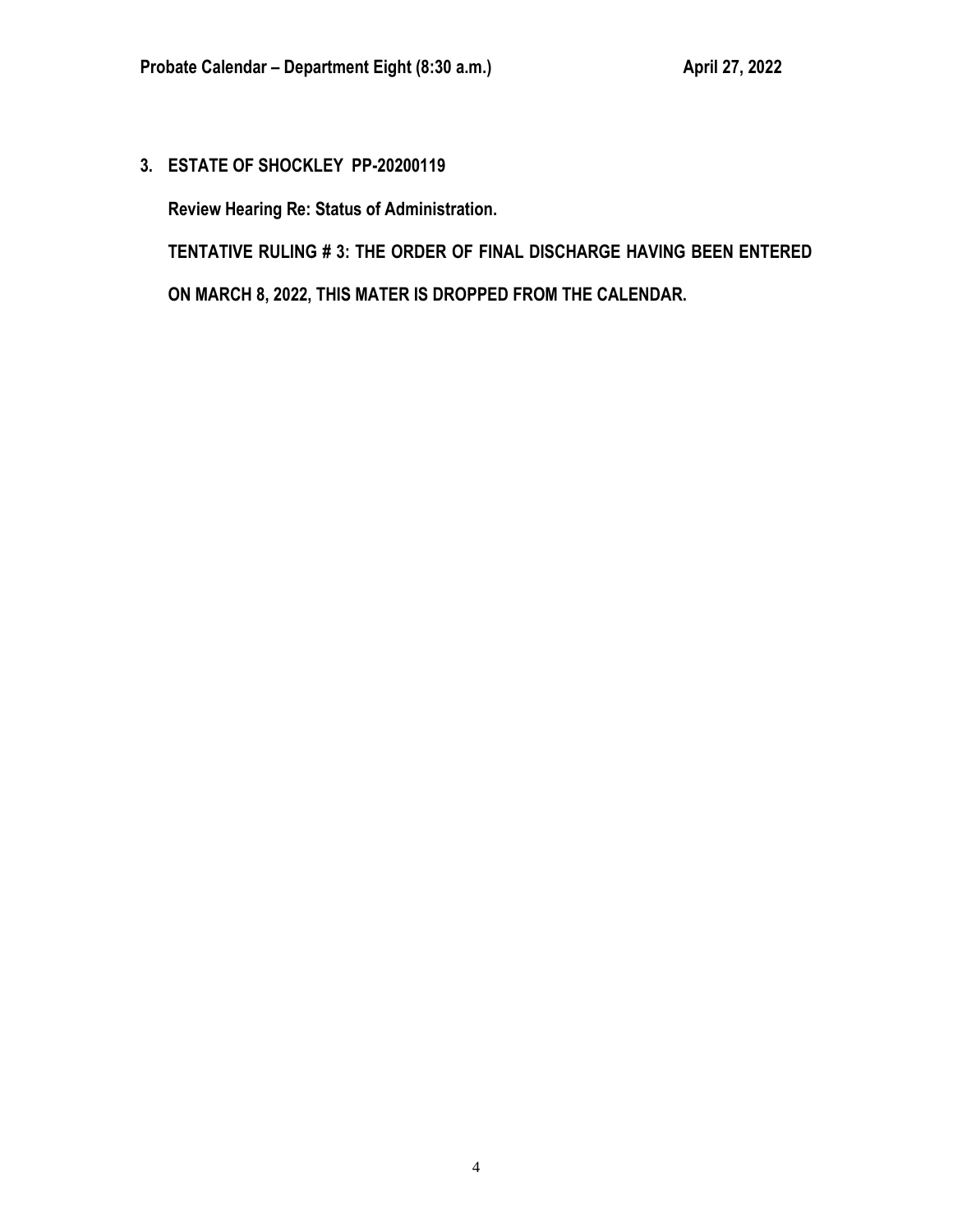**3. ESTATE OF SHOCKLEY PP-20200119**

**Review Hearing Re: Status of Administration.**

**TENTATIVE RULING # 3: THE ORDER OF FINAL DISCHARGE HAVING BEEN ENTERED ON MARCH 8, 2022, THIS MATER IS DROPPED FROM THE CALENDAR.**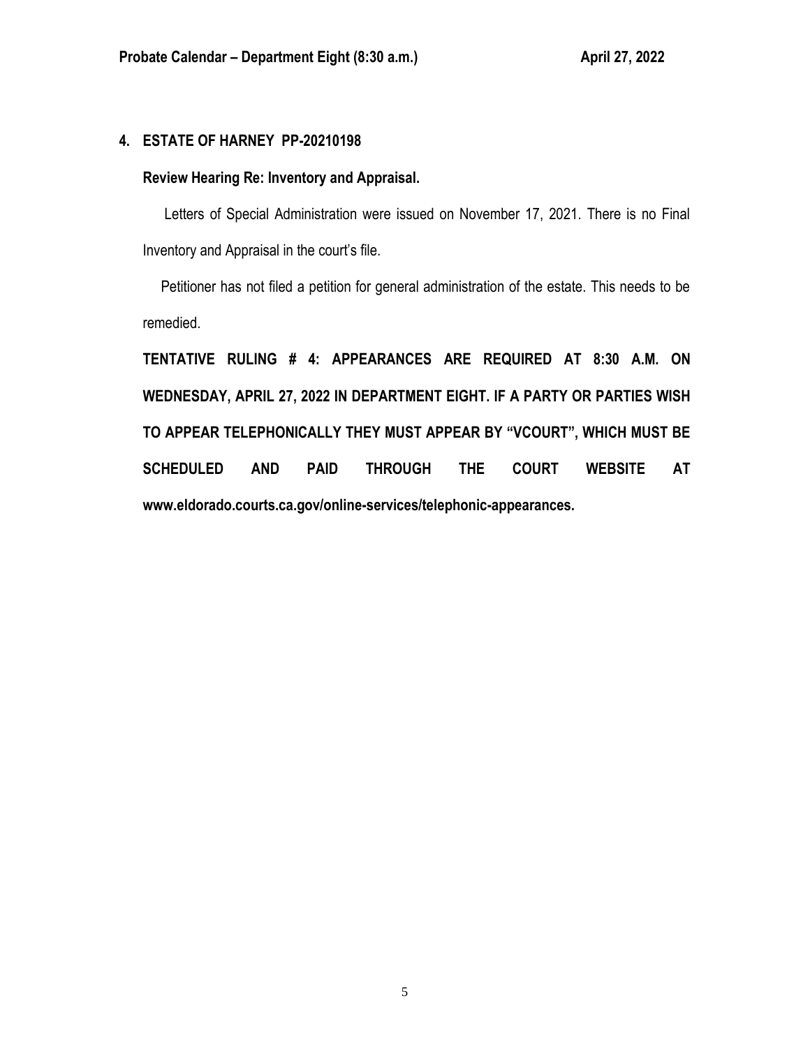## 4. ESTATE OF HARNEY PP-20210198

**Review Hearing Re: Inventory and Appraisal.**

Letters of Special Administration were issued on November 17, 2021. There is no Final Inventory and Appraisal in the court's file.

Petitioner has not filed a petition for general administration of the estate. This needs to be remedied.

**TENTATIVE RULING # 4: APPEARANCES ARE REQUIRED AT 8:30 A.M. ON WEDNESDAY, APRIL 27, 2022 IN DEPARTMENT EIGHT. IF A PARTY OR PARTIES WISH TO APPEAR TELEPHONICALLY THEY MUST APPEAR BY "VCOURT", WHICH MUST BE SCHEDULED AND PAID THROUGH THE COURT WEBSITE AT www.eldorado.courts.ca.gov/online-services/telephonic-appearances.**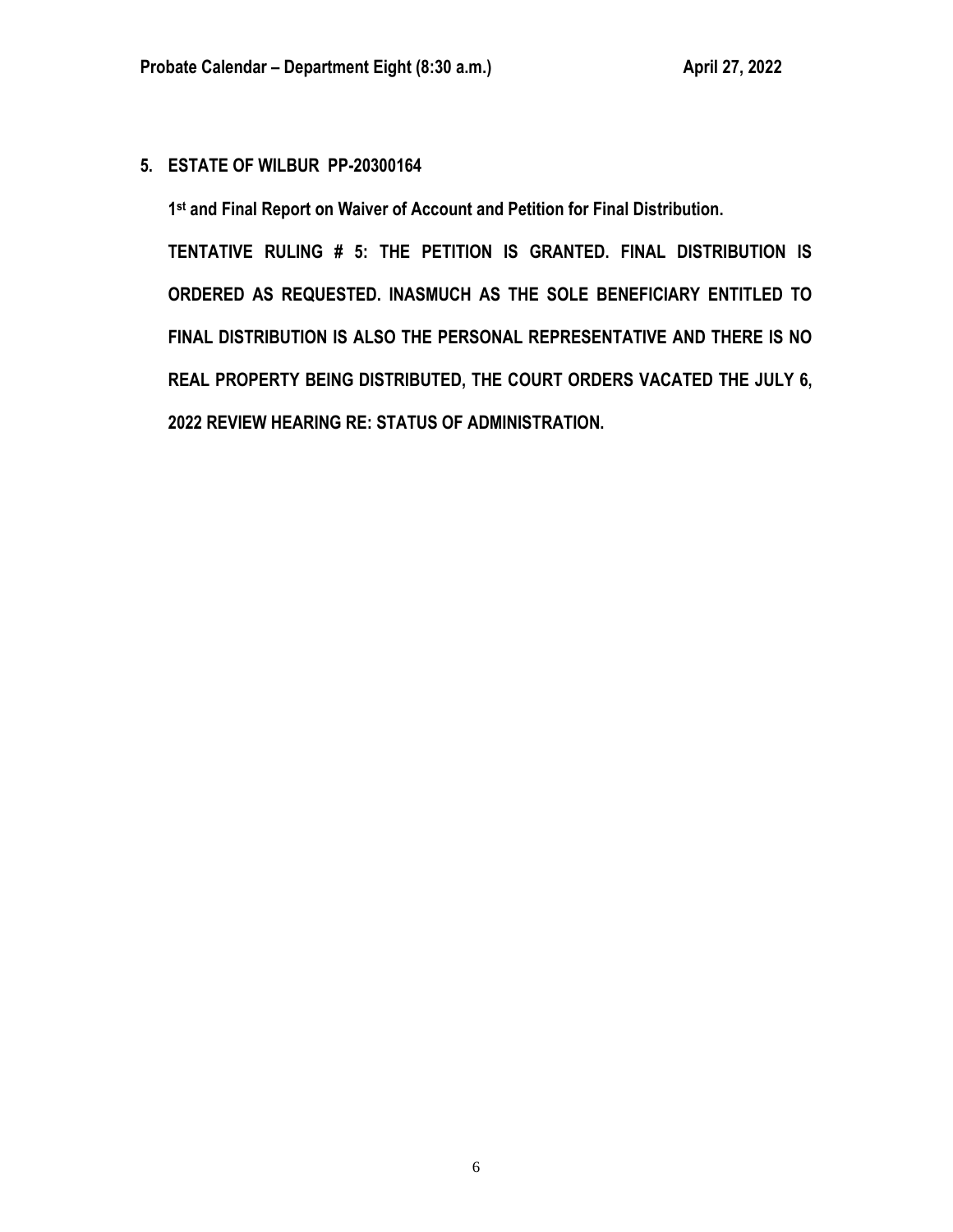**5. ESTATE OF WILBUR PP-20300164**

**1st and Final Report on Waiver of Account and Petition for Final Distribution.**

**TENTATIVE RULING # 5: THE PETITION IS GRANTED. FINAL DISTRIBUTION IS ORDERED AS REQUESTED. INASMUCH AS THE SOLE BENEFICIARY ENTITLED TO FINAL DISTRIBUTION IS ALSO THE PERSONAL REPRESENTATIVE AND THERE IS NO REAL PROPERTY BEING DISTRIBUTED, THE COURT ORDERS VACATED THE JULY 6, 2022 REVIEW HEARING RE: STATUS OF ADMINISTRATION.**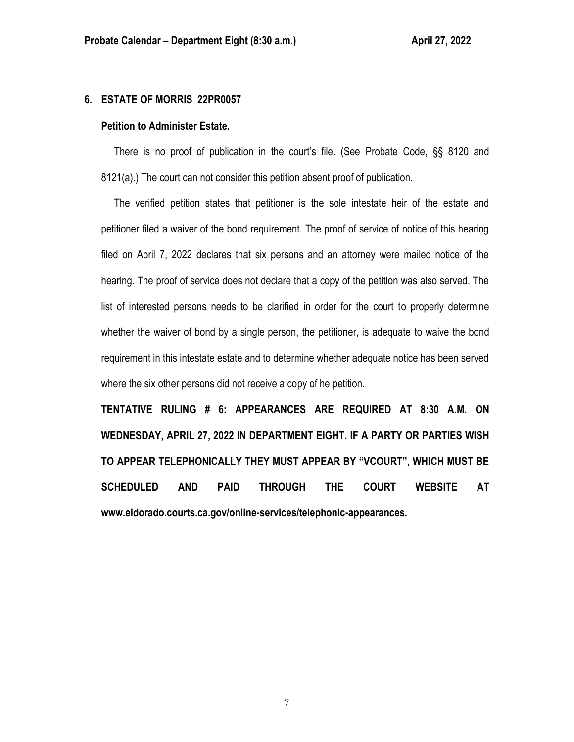## 6. ESTATE OF MORRIS 22PR0057

### Petition to Administer Estate.

There is no proof of publication in the court's file. (See Probate Code, §§ 8120 and 8121(a).) The court can not consider this petition absent proof of publication.

The verified petition states that petitioner is the sole intestate heir of the estate and petitioner filed a waiver of the bond requirement. The proof of service of notice of this hearing filed on April 7, 2022 declares that six persons and an attorney were mailed notice of the hearing. The proof of service does not declare that a copy of the petition was also served. The list of interested persons needs to be clarified in order for the court to properly determine whether the waiver of bond by a single person, the petitioner, is adequate to waive the bond requirement in this intestate estate and to determine whether adequate notice has been served where the six other persons did not receive a copy of he petition.

**TENTATIVE RULING # 6: APPEARANCES ARE REQUIRED AT 8:30 A.M. ON WEDNESDAY, APRIL 27, 2022 IN DEPARTMENT EIGHT. IF A PARTY OR PARTIES WISH TO APPEAR TELEPHONICALLY THEY MUST APPEAR BY "VCOURT", WHICH MUST BE SCHEDULED AND PAID THROUGH THE COURT WEBSITE AT www.eldorado.courts.ca.gov/online-services/telephonic-appearances.**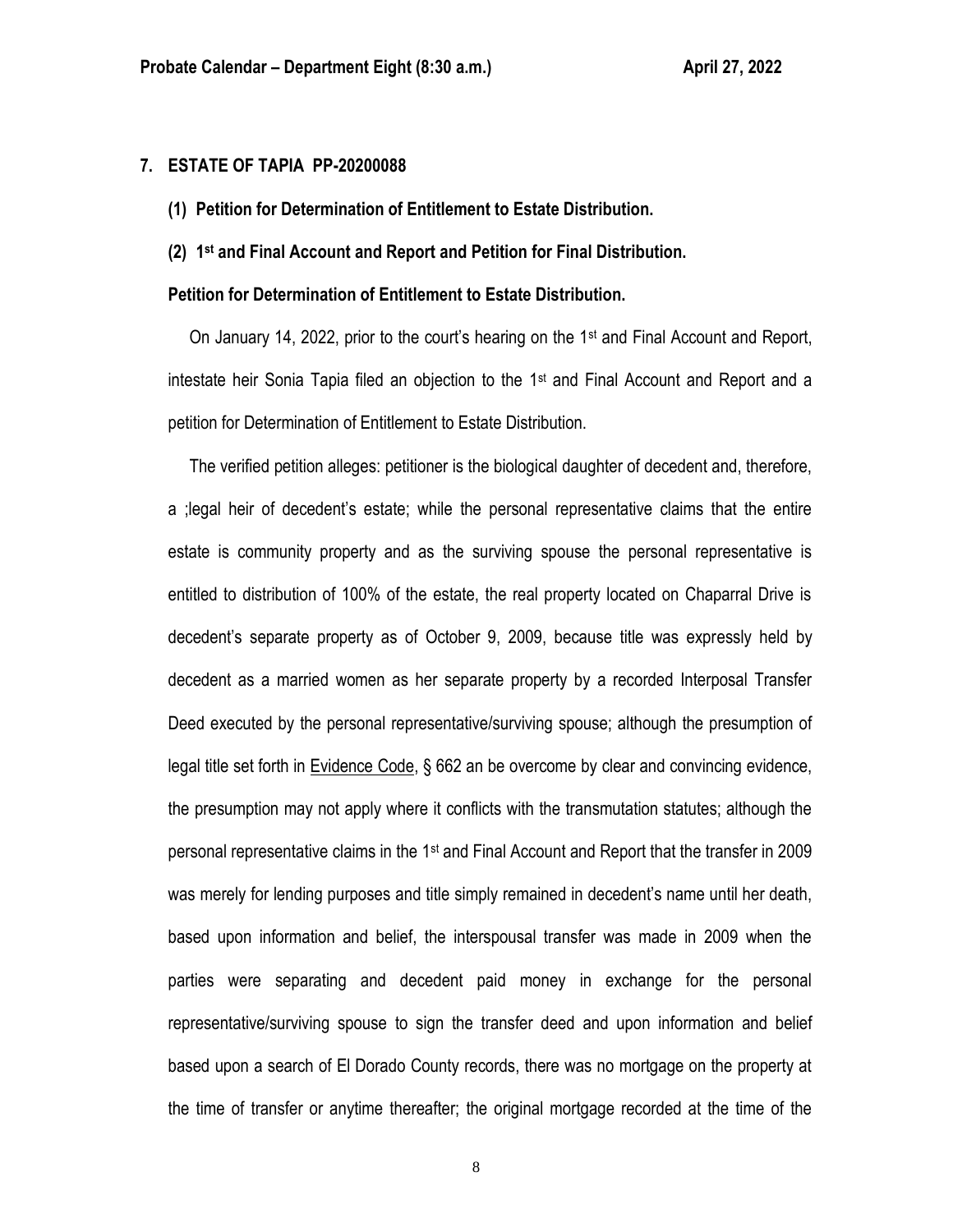## 7. ESTATE OF TAPIA PP-20200088

**(1) Petition for Determination of Entitlement to Estate Distribution.**

**(2) 1st and Final Account and Report and Petition for Final Distribution.**

**Petition for Determination of Entitlement to Estate Distribution.**

On January 14, 2022, prior to the court's hearing on the 1st and Final Account and Report, intestate heir Sonia Tapia filed an objection to the 1st and Final Account and Report and a petition for Determination of Entitlement to Estate Distribution.

The verified petition alleges: petitioner is the biological daughter of decedent and, therefore, a ;legal heir of decedent's estate; while the personal representative claims that the entire estate is community property and as the surviving spouse the personal representative is entitled to distribution of 100% of the estate, the real property located on Chaparral Drive is decedent's separate property as of October 9, 2009, because title was expressly held by decedent as a married women as her separate property by a recorded Interposal Transfer Deed executed by the personal representative/surviving spouse; although the presumption of legal title set forth in Evidence Code, § 662 an be overcome by clear and convincing evidence, the presumption may not apply where it conflicts with the transmutation statutes; although the personal representative claims in the 1st and Final Account and Report that the transfer in 2009 was merely for lending purposes and title simply remained in decedent's name until her death, based upon information and belief, the interspousal transfer was made in 2009 when the parties were separating and decedent paid money in exchange for the personal representative/surviving spouse to sign the transfer deed and upon information and belief based upon a search of El Dorado County records, there was no mortgage on the property at the time of transfer or anytime thereafter; the original mortgage recorded at the time of the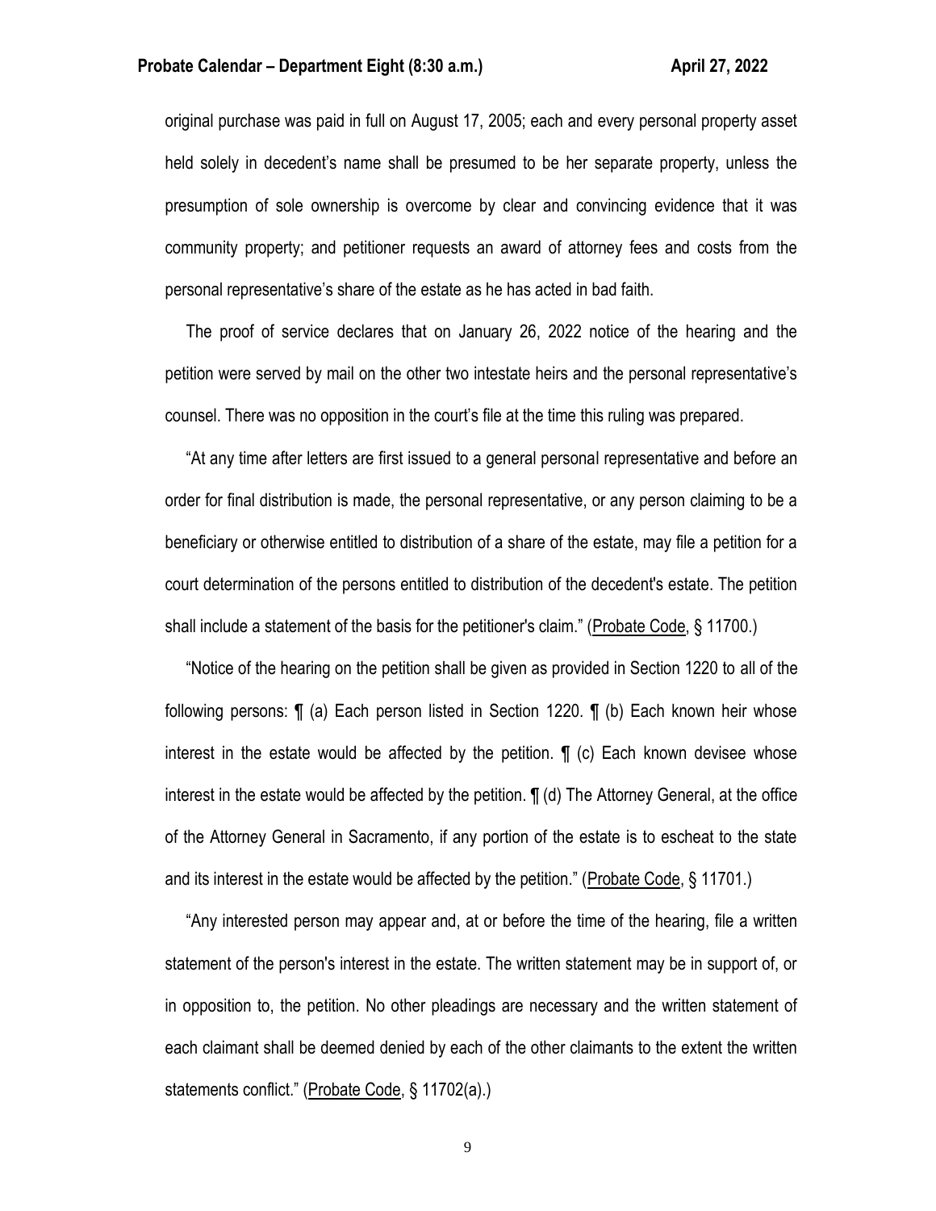original purchase was paid in full on August 17, 2005; each and every personal property asset held solely in decedent's name shall be presumed to be her separate property, unless the presumption of sole ownership is overcome by clear and convincing evidence that it was community property; and petitioner requests an award of attorney fees and costs from the personal representative's share of the estate as he has acted in bad faith.

The proof of service declares that on January 26, 2022 notice of the hearing and the petition were served by mail on the other two intestate heirs and the personal representative's counsel. There was no opposition in the court's file at the time this ruling was prepared.

"At any time after letters are first issued to a general personal representative and before an order for final distribution is made, the personal representative, or any person claiming to be a beneficiary or otherwise entitled to distribution of a share of the estate, may file a petition for a court determination of the persons entitled to distribution of the decedent's estate. The petition shall include a statement of the basis for the petitioner's claim." (Probate Code, § 11700.)

"Notice of the hearing on the petition shall be given as provided in Section 1220 to all of the following persons: ¶ (a) Each person listed in Section 1220. ¶ (b) Each known heir whose interest in the estate would be affected by the petition. ¶ (c) Each known devisee whose interest in the estate would be affected by the petition. ¶ (d) The Attorney General, at the office of the Attorney General in Sacramento, if any portion of the estate is to escheat to the state and its interest in the estate would be affected by the petition." (Probate Code, § 11701.)

"Any interested person may appear and, at or before the time of the hearing, file a written statement of the person's interest in the estate. The written statement may be in support of, or in opposition to, the petition. No other pleadings are necessary and the written statement of each claimant shall be deemed denied by each of the other claimants to the extent the written statements conflict." (Probate Code, § 11702(a).)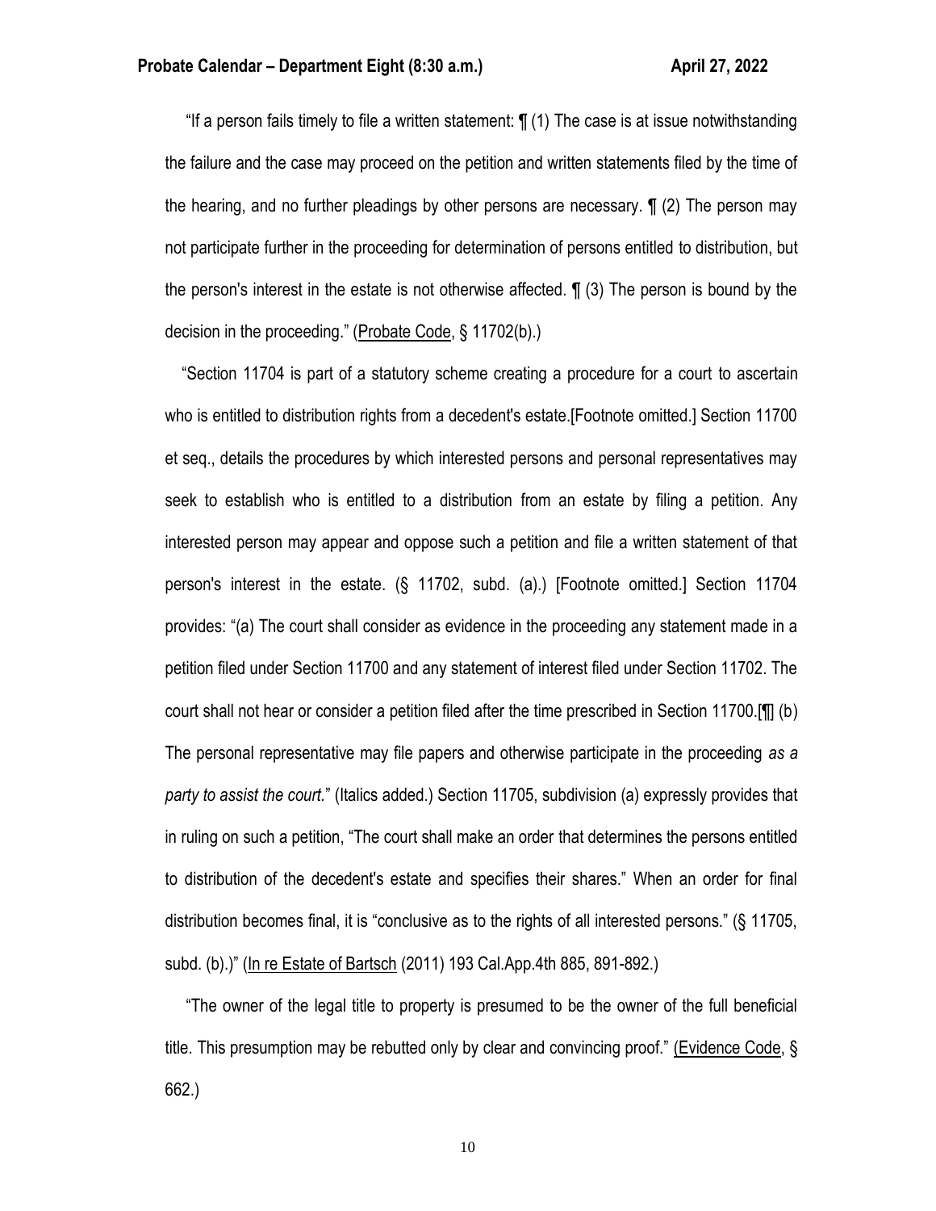"If a person fails timely to file a written statement: ¶ (1) The case is at issue notwithstanding the failure and the case may proceed on the petition and written statements filed by the time of the hearing, and no further pleadings by other persons are necessary. ¶ (2) The person may not participate further in the proceeding for determination of persons entitled to distribution, but the person's interest in the estate is not otherwise affected. ¶ (3) The person is bound by the decision in the proceeding." (Probate Code, § 11702(b).)

"Section 11704 is part of a statutory scheme creating a procedure for a court to ascertain who is entitled to distribution rights from a decedent's estate.[Footnote omitted.] Section 11700 et seq., details the procedures by which interested persons and personal representatives may seek to establish who is entitled to a distribution from an estate by filing a petition. Any interested person may appear and oppose such a petition and file a written statement of that person's interest in the estate. (§ 11702, subd. (a).) [Footnote omitted.] Section 11704 provides: "(a) The court shall consider as evidence in the proceeding any statement made in a petition filed under Section 11700 and any statement of interest filed under Section 11702. The court shall not hear or consider a petition filed after the time prescribed in Section 11700.[¶] (b) The personal representative may file papers and otherwise participate in the proceeding *as a party to assist the court.*" (Italics added.) Section 11705, subdivision (a) expressly provides that in ruling on such a petition, "The court shall make an order that determines the persons entitled to distribution of the decedent's estate and specifies their shares." When an order for final distribution becomes final, it is "conclusive as to the rights of all interested persons." (§ 11705, subd. (b).)" (In re Estate of Bartsch (2011) 193 Cal.App.4th 885, 891-892.)

"The owner of the legal title to property is presumed to be the owner of the full beneficial title. This presumption may be rebutted only by clear and convincing proof." (Evidence Code, § 662.)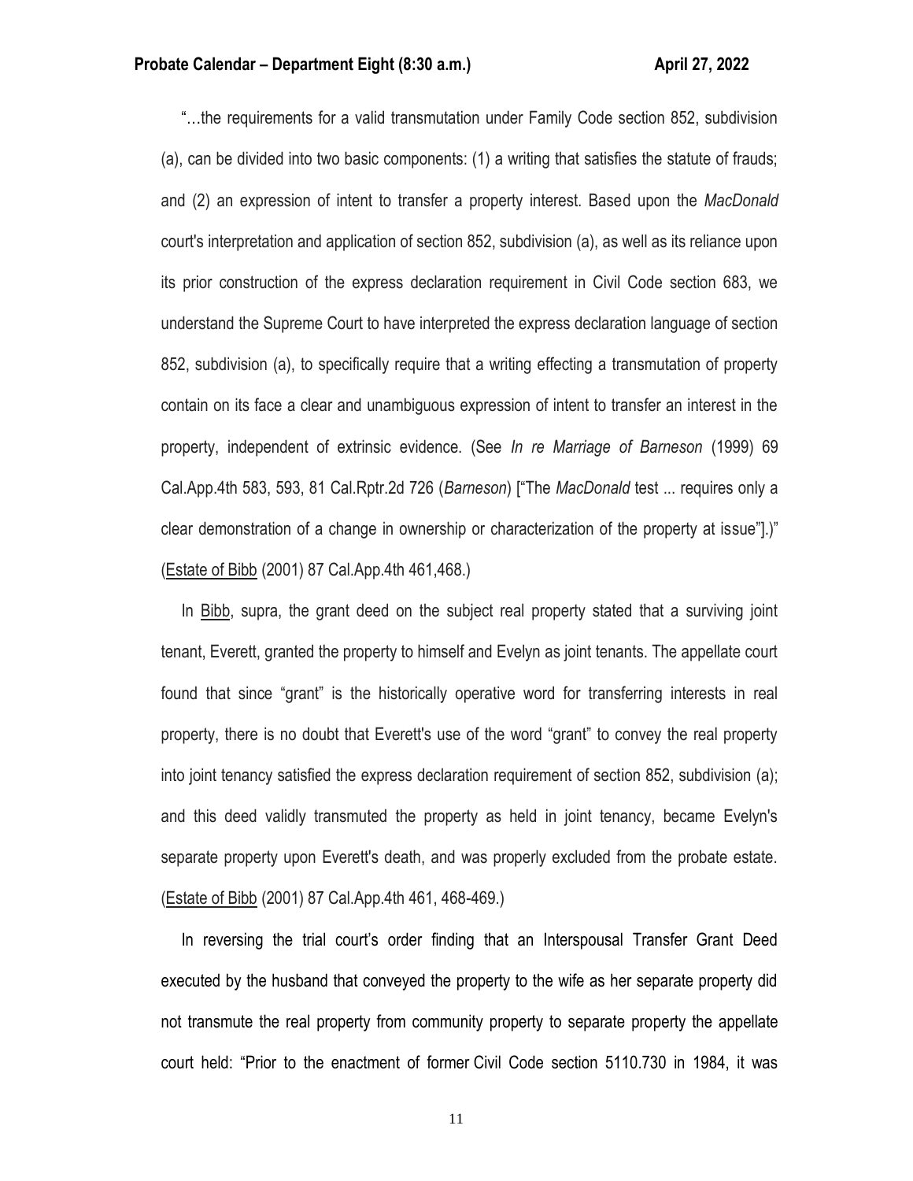"…the requirements for a valid transmutation under Family Code section 852, subdivision (a), can be divided into two basic components: (1) a writing that satisfies the statute of frauds; and (2) an expression of intent to transfer a property interest. Based upon the *MacDonald* court's interpretation and application of section 852, subdivision (a), as well as its reliance upon its prior construction of the express declaration requirement in Civil Code section 683, we understand the Supreme Court to have interpreted the express declaration language of section 852, subdivision (a), to specifically require that a writing effecting a transmutation of property contain on its face a clear and unambiguous expression of intent to transfer an interest in the property, independent of extrinsic evidence. (See *In re Marriage of Barneson* (1999) 69 Cal.App.4th 583, 593, 81 Cal.Rptr.2d 726 (*Barneson*) ["The *MacDonald* test ... requires only a clear demonstration of a change in ownership or characterization of the property at issue"].)" (Estate of Bibb (2001) 87 Cal.App.4th 461,468.)

In Bibb, supra, the grant deed on the subject real property stated that a surviving joint tenant, Everett, granted the property to himself and Evelyn as joint tenants. The appellate court found that since "grant" is the historically operative word for transferring interests in real property, there is no doubt that Everett's use of the word "grant" to convey the real property into joint tenancy satisfied the express declaration requirement of section 852, subdivision (a); and this deed validly transmuted the property as held in joint tenancy, became Evelyn's separate property upon Everett's death, and was properly excluded from the probate estate. (Estate of Bibb (2001) 87 Cal.App.4th 461, 468-469.)

In reversing the trial court's order finding that an Interspousal Transfer Grant Deed executed by the husband that conveyed the property to the wife as her separate property did not transmute the real property from community property to separate property the appellate court held: "Prior to the enactment of former Civil Code section 5110.730 in 1984, it was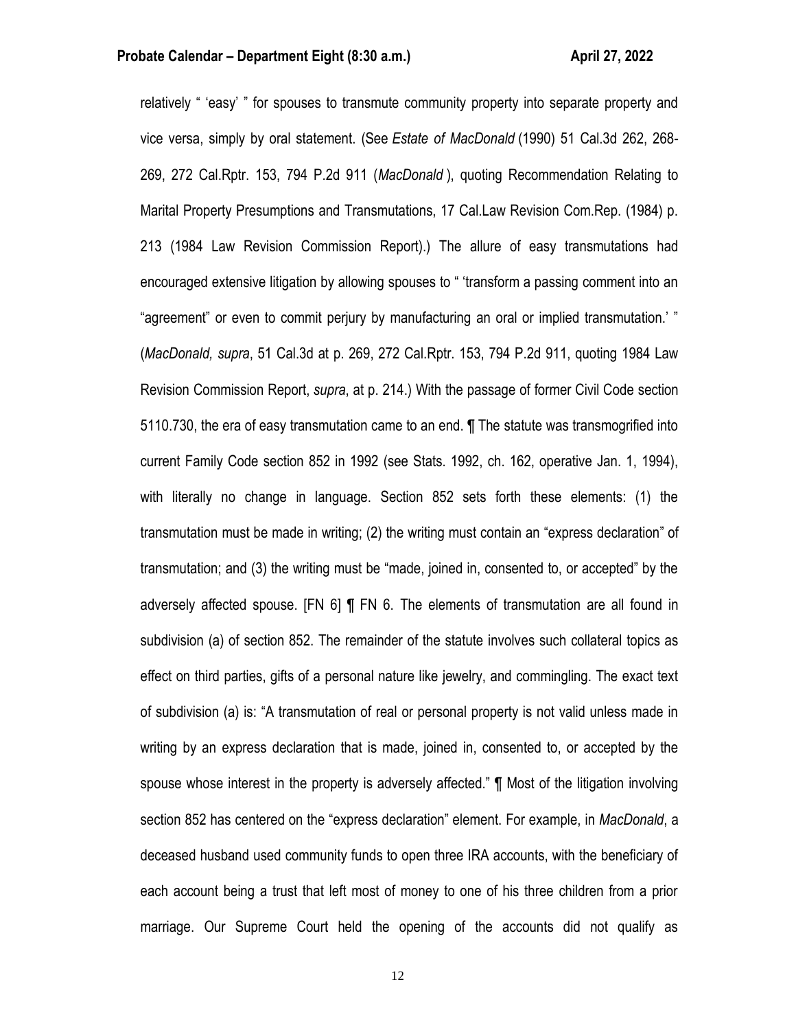relatively " 'easy' " for spouses to transmute community property into separate property and vice versa, simply by oral statement. (See *Estate of MacDonald* (1990) 51 Cal.3d 262, 268-269, 272 Cal.Rptr. 153, 794 P.2d 911 (*MacDonald* ), quoting Recommendation Relating to Marital Property Presumptions and Transmutations, 17 Cal.Law Revision Com.Rep. (1984) p. 213 (1984 Law Revision Commission Report).) The allure of easy transmutations had encouraged extensive litigation by allowing spouses to " 'transform a passing comment into an "agreement" or even to commit perjury by manufacturing an oral or implied transmutation.' " (*MacDonald, supra*, 51 Cal.3d at p. 269, 272 Cal.Rptr. 153, 794 P.2d 911, quoting 1984 Law Revision Commission Report, *supra*, at p. 214.) With the passage of former Civil Code section 5110.730, the era of easy transmutation came to an end. ¶ The statute was transmogrified into current Family Code section 852 in 1992 (see Stats. 1992, ch. 162, operative Jan. 1, 1994), with literally no change in language. Section 852 sets forth these elements: (1) the transmutation must be made in writing; (2) the writing must contain an "express declaration" of transmutation; and (3) the writing must be "made, joined in, consented to, or accepted" by the adversely affected spouse. [FN 6] ¶ FN 6. The elements of transmutation are all found in subdivision (a) of section 852. The remainder of the statute involves such collateral topics as effect on third parties, gifts of a personal nature like jewelry, and commingling. The exact text of subdivision (a) is: "A transmutation of real or personal property is not valid unless made in writing by an express declaration that is made, joined in, consented to, or accepted by the spouse whose interest in the property is adversely affected." ¶ Most of the litigation involving section 852 has centered on the "express declaration" element. For example, in *MacDonald*, a deceased husband used community funds to open three IRA accounts, with the beneficiary of each account being a trust that left most of money to one of his three children from a prior marriage. Our Supreme Court held the opening of the accounts did not qualify as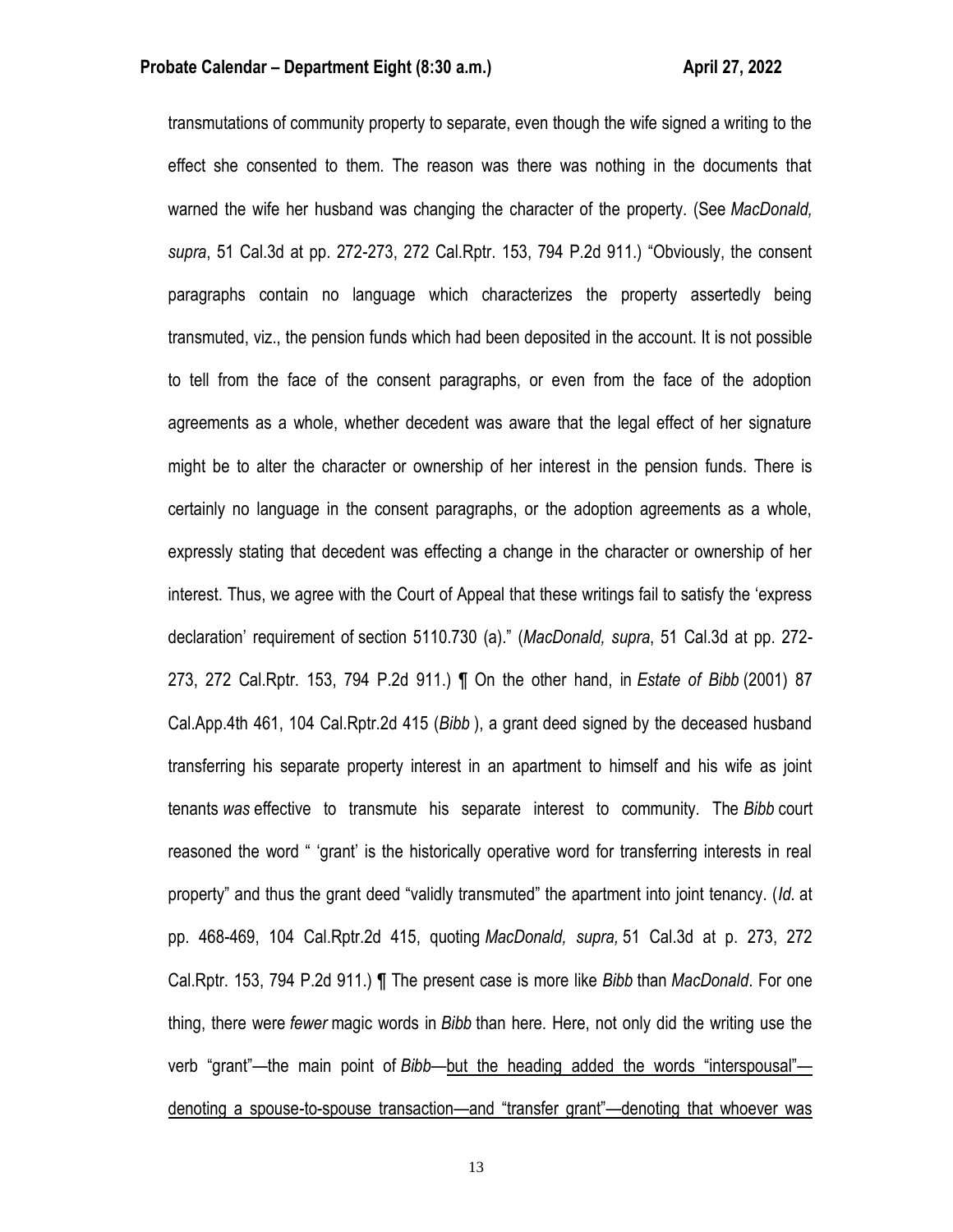transmutations of community property to separate, even though the wife signed a writing to the effect she consented to them. The reason was there was nothing in the documents that warned the wife her husband was changing the character of the property. (See *MacDonald, supra*, 51 Cal.3d at pp. 272-273, 272 Cal.Rptr. 153, 794 P.2d 911.) "Obviously, the consent paragraphs contain no language which characterizes the property assertedly being transmuted, viz., the pension funds which had been deposited in the account. It is not possible to tell from the face of the consent paragraphs, or even from the face of the adoption agreements as a whole, whether decedent was aware that the legal effect of her signature might be to alter the character or ownership of her interest in the pension funds. There is certainly no language in the consent paragraphs, or the adoption agreements as a whole, expressly stating that decedent was effecting a change in the character or ownership of her interest. Thus, we agree with the Court of Appeal that these writings fail to satisfy the 'express declaration' requirement of section 5110.730 (a)." (*MacDonald, supra*, 51 Cal.3d at pp. 272-273, 272 Cal.Rptr. 153, 794 P.2d 911.) ¶ On the other hand, in *Estate of Bibb* (2001) 87 Cal.App.4th 461, 104 Cal.Rptr.2d 415 (*Bibb* ), a grant deed signed by the deceased husband transferring his separate property interest in an apartment to himself and his wife as joint tenants *was* effective to transmute his separate interest to community. The *Bibb* court reasoned the word " 'grant' is the historically operative word for transferring interests in real property" and thus the grant deed "validly transmuted" the apartment into joint tenancy. (*Id.* at pp. 468-469, 104 Cal.Rptr.2d 415, quoting *MacDonald, supra,* 51 Cal.3d at p. 273, 272 Cal.Rptr. 153, 794 P.2d 911.) ¶ The present case is more like *Bibb* than *MacDonald*. For one thing, there were *fewer* magic words in *Bibb* than here. Here, not only did the writing use the verb "grant"—the main point of *Bibb*—<u>but the heading added the words "interspousal"—denoting a spouse-to-spouse transaction—and "transfer grant"—denoting that whoever was</u>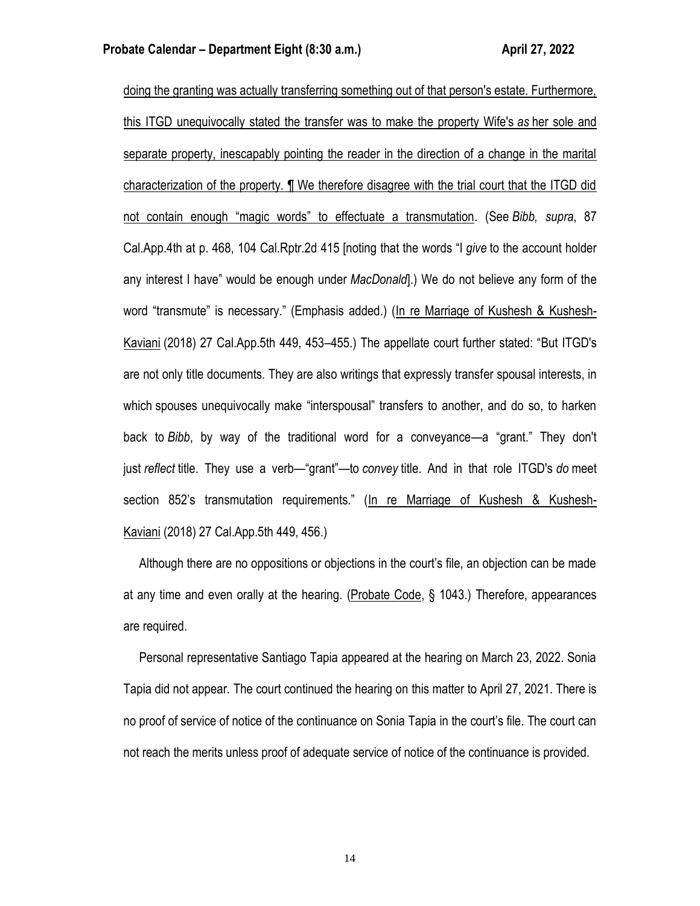doing the granting was actually transferring something out of that person's estate. Furthermore, this ITGD unequivocally stated the transfer was to make the property Wife's *as* her sole and separate property, inescapably pointing the reader in the direction of a change in the marital characterization of the property. ¶ We therefore disagree with the trial court that the ITGD did not contain enough "magic words" to effectuate a transmutation. (See *Bibb, supra*, 87 Cal.App.4th at p. 468, 104 Cal.Rptr.2d 415 [noting that the words "I *give* to the account holder any interest I have" would be enough under *MacDonald*].) We do not believe any form of the word "transmute" is necessary." (Emphasis added.) (In re Marriage of Kushesh & Kushesh-Kaviani (2018) 27 Cal.App.5th 449, 453–455.) The appellate court further stated: "But ITGD's are not only title documents. They are also writings that expressly transfer spousal interests, in which spouses unequivocally make "interspousal" transfers to another, and do so, to harken back to *Bibb*, by way of the traditional word for a conveyance—a "grant." They don't just *reflect* title. They use a verb—"grant"—to *convey* title. And in that role ITGD's *do* meet section 852's transmutation requirements." (In re Marriage of Kushesh & Kushesh-Kaviani (2018) 27 Cal.App.5th 449, 456.)

Although there are no oppositions or objections in the court's file, an objection can be made at any time and even orally at the hearing. (Probate Code, § 1043.) Therefore, appearances are required.

Personal representative Santiago Tapia appeared at the hearing on March 23, 2022. Sonia Tapia did not appear. The court continued the hearing on this matter to April 27, 2021. There is no proof of service of notice of the continuance on Sonia Tapia in the court's file. The court can not reach the merits unless proof of adequate service of notice of the continuance is provided.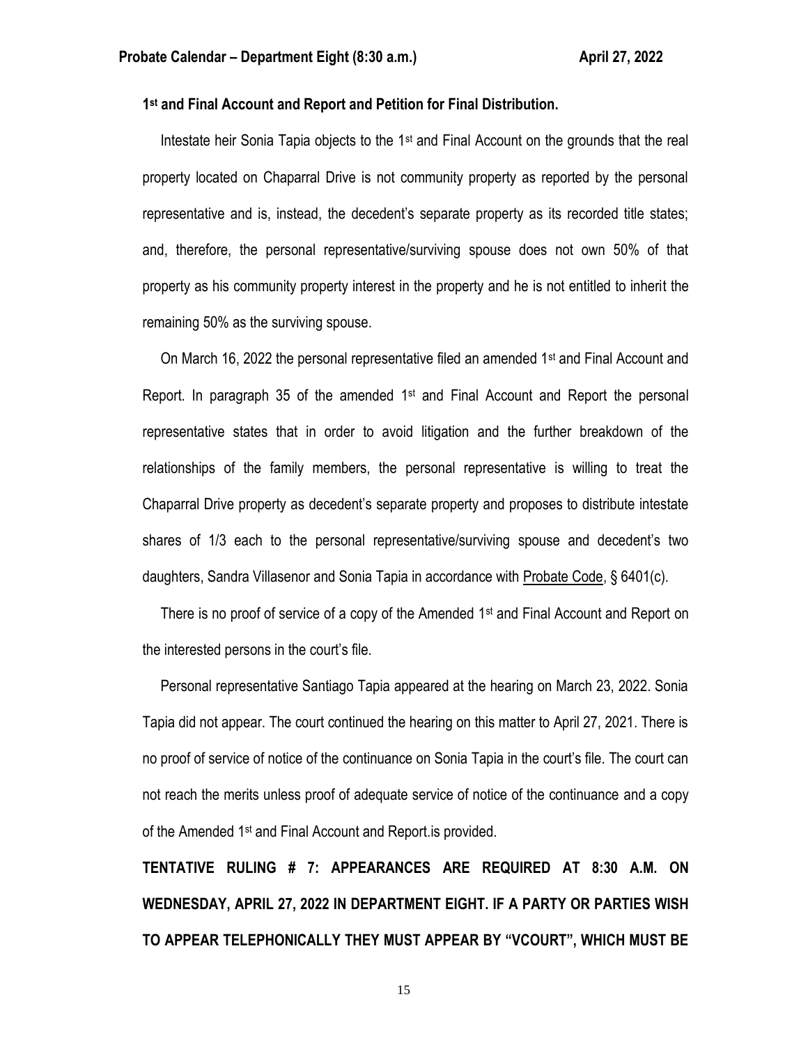**1st and Final Account and Report and Petition for Final Distribution.**

Intestate heir Sonia Tapia objects to the 1st and Final Account on the grounds that the real property located on Chaparral Drive is not community property as reported by the personal representative and is, instead, the decedent's separate property as its recorded title states; and, therefore, the personal representative/surviving spouse does not own 50% of that property as his community property interest in the property and he is not entitled to inherit the remaining 50% as the surviving spouse.

On March 16, 2022 the personal representative filed an amended 1st and Final Account and Report. In paragraph 35 of the amended 1st and Final Account and Report the personal representative states that in order to avoid litigation and the further breakdown of the relationships of the family members, the personal representative is willing to treat the Chaparral Drive property as decedent's separate property and proposes to distribute intestate shares of 1/3 each to the personal representative/surviving spouse and decedent's two daughters, Sandra Villasenor and Sonia Tapia in accordance with Probate Code, § 6401(c).

There is no proof of service of a copy of the Amended 1st and Final Account and Report on the interested persons in the court's file.

Personal representative Santiago Tapia appeared at the hearing on March 23, 2022. Sonia Tapia did not appear. The court continued the hearing on this matter to April 27, 2021. There is no proof of service of notice of the continuance on Sonia Tapia in the court's file. The court can not reach the merits unless proof of adequate service of notice of the continuance and a copy of the Amended 1st and Final Account and Report.is provided.

**TENTATIVE RULING # 7: APPEARANCES ARE REQUIRED AT 8:30 A.M. ON WEDNESDAY, APRIL 27, 2022 IN DEPARTMENT EIGHT. IF A PARTY OR PARTIES WISH TO APPEAR TELEPHONICALLY THEY MUST APPEAR BY "VCOURT", WHICH MUST BE**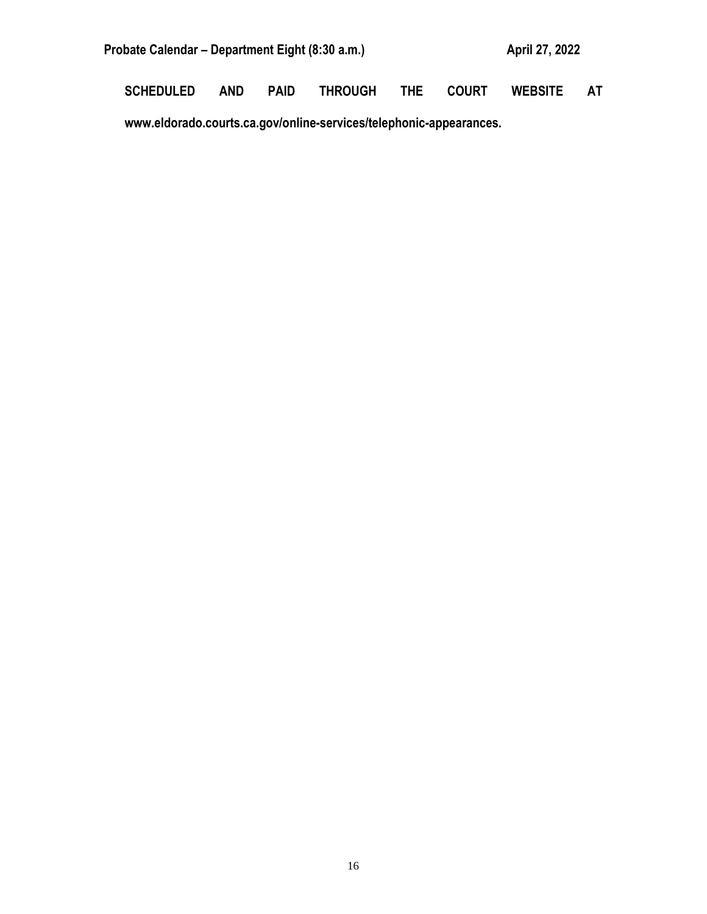**SCHEDULED AND PAID THROUGH THE COURT WEBSITE AT www.eldorado.courts.ca.gov/online-services/telephonic-appearances.**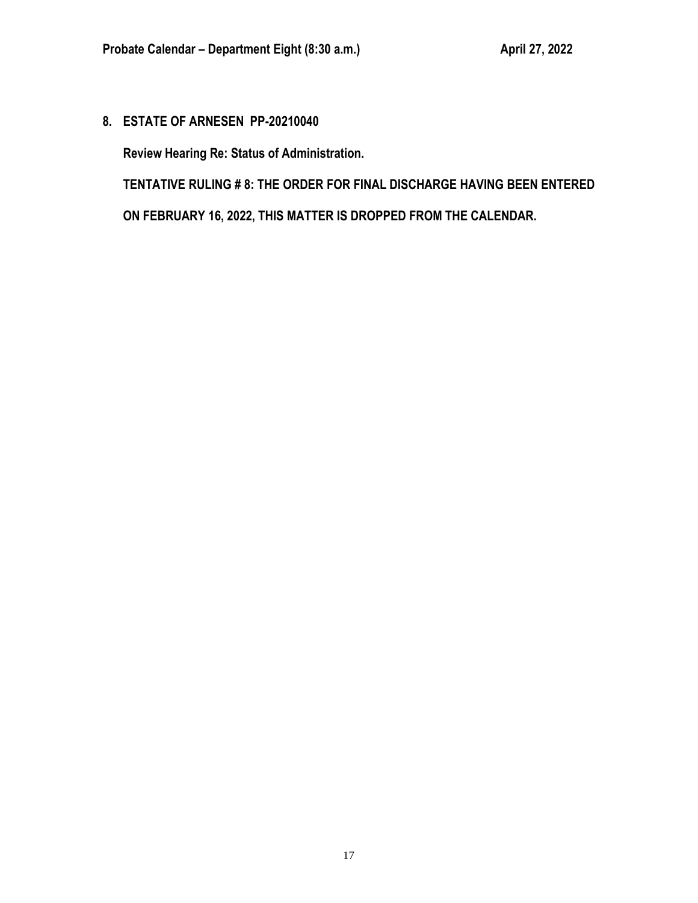**8. ESTATE OF ARNESEN PP-20210040**

**Review Hearing Re: Status of Administration.**

**TENTATIVE RULING # 8: THE ORDER FOR FINAL DISCHARGE HAVING BEEN ENTERED ON FEBRUARY 16, 2022, THIS MATTER IS DROPPED FROM THE CALENDAR.**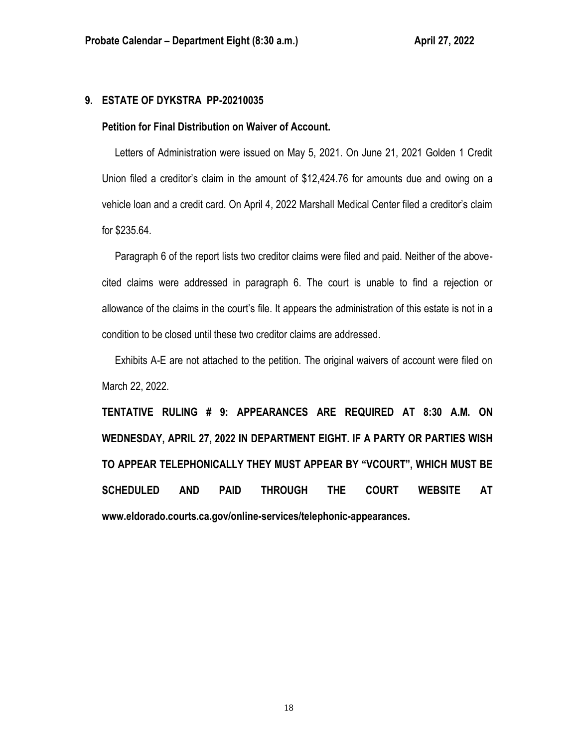## 9. ESTATE OF DYKSTRA PP-20210035

### Petition for Final Distribution on Waiver of Account.

Letters of Administration were issued on May 5, 2021. On June 21, 2021 Golden 1 Credit Union filed a creditor's claim in the amount of $12,424.76 for amounts due and owing on a vehicle loan and a credit card. On April 4, 2022 Marshall Medical Center filed a creditor's claim for $235.64.

Paragraph 6 of the report lists two creditor claims were filed and paid. Neither of the above-cited claims were addressed in paragraph 6. The court is unable to find a rejection or allowance of the claims in the court's file. It appears the administration of this estate is not in a condition to be closed until these two creditor claims are addressed.

Exhibits A-E are not attached to the petition. The original waivers of account were filed on March 22, 2022.

**TENTATIVE RULING # 9: APPEARANCES ARE REQUIRED AT 8:30 A.M. ON WEDNESDAY, APRIL 27, 2022 IN DEPARTMENT EIGHT. IF A PARTY OR PARTIES WISH TO APPEAR TELEPHONICALLY THEY MUST APPEAR BY "VCOURT", WHICH MUST BE SCHEDULED AND PAID THROUGH THE COURT WEBSITE AT www.eldorado.courts.ca.gov/online-services/telephonic-appearances.**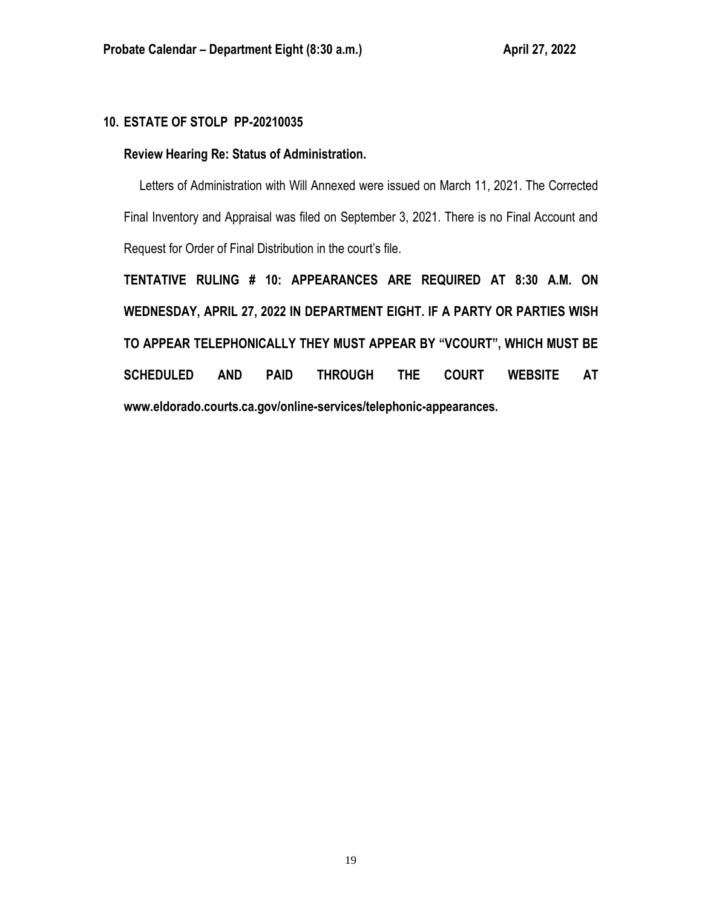## 10. ESTATE OF STOLP PP-20210035

**Review Hearing Re: Status of Administration.**

Letters of Administration with Will Annexed were issued on March 11, 2021. The Corrected Final Inventory and Appraisal was filed on September 3, 2021. There is no Final Account and Request for Order of Final Distribution in the court's file.

**TENTATIVE RULING # 10: APPEARANCES ARE REQUIRED AT 8:30 A.M. ON WEDNESDAY, APRIL 27, 2022 IN DEPARTMENT EIGHT. IF A PARTY OR PARTIES WISH TO APPEAR TELEPHONICALLY THEY MUST APPEAR BY "VCOURT", WHICH MUST BE SCHEDULED AND PAID THROUGH THE COURT WEBSITE AT www.eldorado.courts.ca.gov/online-services/telephonic-appearances.**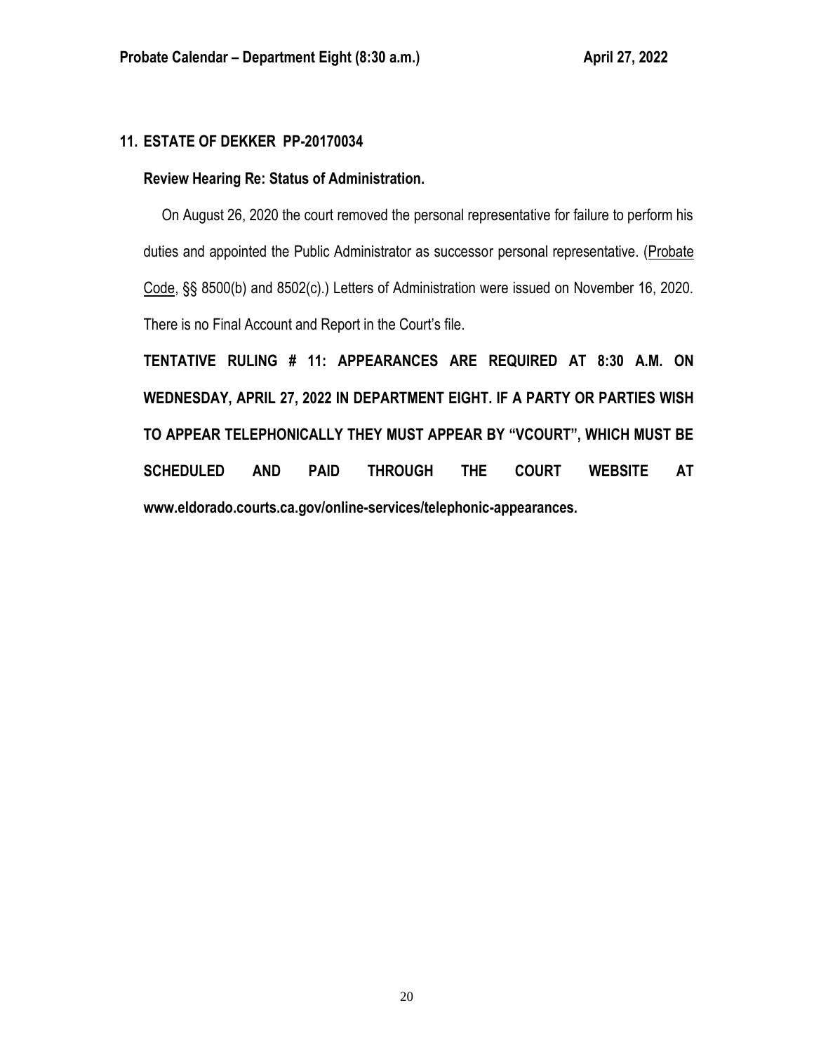## 11. ESTATE OF DEKKER PP-20170034

### Review Hearing Re: Status of Administration.

On August 26, 2020 the court removed the personal representative for failure to perform his duties and appointed the Public Administrator as successor personal representative. (Probate Code, §§ 8500(b) and 8502(c).) Letters of Administration were issued on November 16, 2020. There is no Final Account and Report in the Court's file.

**TENTATIVE RULING # 11: APPEARANCES ARE REQUIRED AT 8:30 A.M. ON WEDNESDAY, APRIL 27, 2022 IN DEPARTMENT EIGHT. IF A PARTY OR PARTIES WISH TO APPEAR TELEPHONICALLY THEY MUST APPEAR BY "VCOURT", WHICH MUST BE SCHEDULED AND PAID THROUGH THE COURT WEBSITE AT www.eldorado.courts.ca.gov/online-services/telephonic-appearances.**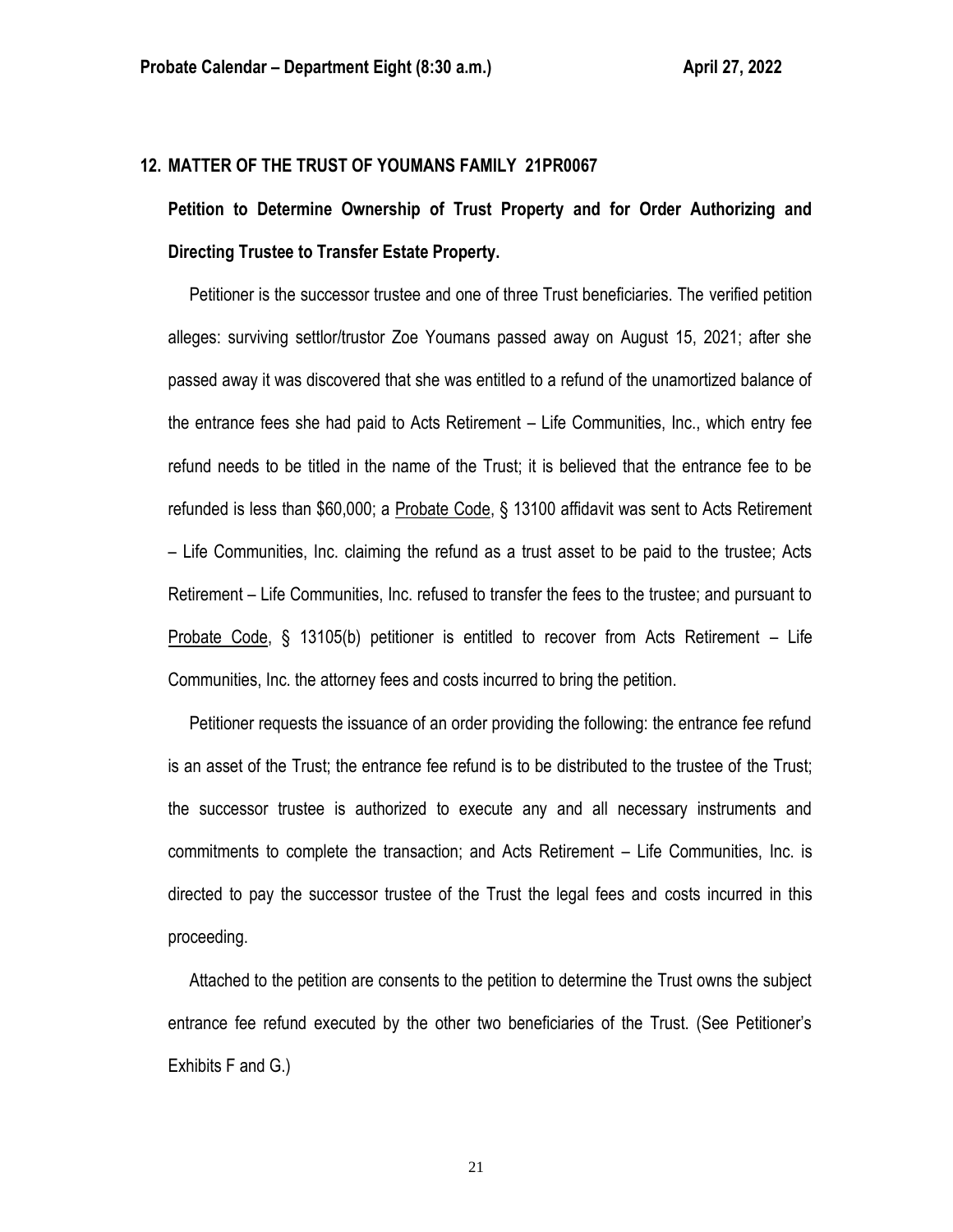## 12. MATTER OF THE TRUST OF YOUMANS FAMILY 21PR0067

**Petition to Determine Ownership of Trust Property and for Order Authorizing and Directing Trustee to Transfer Estate Property.**

Petitioner is the successor trustee and one of three Trust beneficiaries. The verified petition alleges: surviving settlor/trustor Zoe Youmans passed away on August 15, 2021; after she passed away it was discovered that she was entitled to a refund of the unamortized balance of the entrance fees she had paid to Acts Retirement – Life Communities, Inc., which entry fee refund needs to be titled in the name of the Trust; it is believed that the entrance fee to be refunded is less than $60,000; a Probate Code, § 13100 affidavit was sent to Acts Retirement – Life Communities, Inc. claiming the refund as a trust asset to be paid to the trustee; Acts Retirement – Life Communities, Inc. refused to transfer the fees to the trustee; and pursuant to Probate Code, § 13105(b) petitioner is entitled to recover from Acts Retirement – Life Communities, Inc. the attorney fees and costs incurred to bring the petition.

Petitioner requests the issuance of an order providing the following: the entrance fee refund is an asset of the Trust; the entrance fee refund is to be distributed to the trustee of the Trust; the successor trustee is authorized to execute any and all necessary instruments and commitments to complete the transaction; and Acts Retirement – Life Communities, Inc. is directed to pay the successor trustee of the Trust the legal fees and costs incurred in this proceeding.

Attached to the petition are consents to the petition to determine the Trust owns the subject entrance fee refund executed by the other two beneficiaries of the Trust. (See Petitioner's Exhibits F and G.)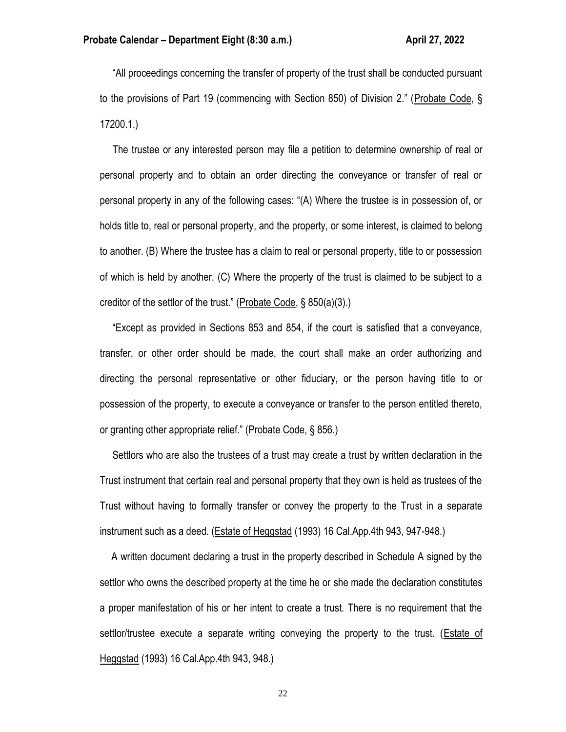"All proceedings concerning the transfer of property of the trust shall be conducted pursuant to the provisions of Part 19 (commencing with Section 850) of Division 2." (Probate Code, § 17200.1.)

The trustee or any interested person may file a petition to determine ownership of real or personal property and to obtain an order directing the conveyance or transfer of real or personal property in any of the following cases: "(A) Where the trustee is in possession of, or holds title to, real or personal property, and the property, or some interest, is claimed to belong to another. (B) Where the trustee has a claim to real or personal property, title to or possession of which is held by another. (C) Where the property of the trust is claimed to be subject to a creditor of the settlor of the trust." (Probate Code, § 850(a)(3).)

"Except as provided in Sections 853 and 854, if the court is satisfied that a conveyance, transfer, or other order should be made, the court shall make an order authorizing and directing the personal representative or other fiduciary, or the person having title to or possession of the property, to execute a conveyance or transfer to the person entitled thereto, or granting other appropriate relief." (Probate Code, § 856.)

Settlors who are also the trustees of a trust may create a trust by written declaration in the Trust instrument that certain real and personal property that they own is held as trustees of the Trust without having to formally transfer or convey the property to the Trust in a separate instrument such as a deed. (Estate of Heggstad (1993) 16 Cal.App.4th 943, 947-948.)

A written document declaring a trust in the property described in Schedule A signed by the settlor who owns the described property at the time he or she made the declaration constitutes a proper manifestation of his or her intent to create a trust. There is no requirement that the settlor/trustee execute a separate writing conveying the property to the trust. (Estate of Heggstad (1993) 16 Cal.App.4th 943, 948.)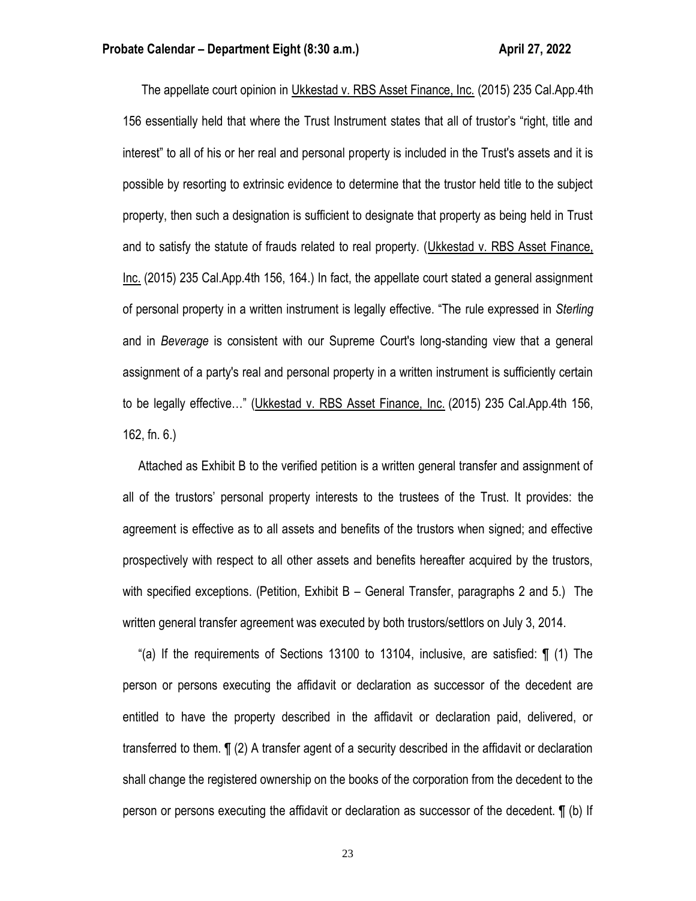The appellate court opinion in Ukkestad v. RBS Asset Finance, Inc. (2015) 235 Cal.App.4th 156 essentially held that where the Trust Instrument states that all of trustor's "right, title and interest" to all of his or her real and personal property is included in the Trust's assets and it is possible by resorting to extrinsic evidence to determine that the trustor held title to the subject property, then such a designation is sufficient to designate that property as being held in Trust and to satisfy the statute of frauds related to real property. (Ukkestad v. RBS Asset Finance, Inc. (2015) 235 Cal.App.4th 156, 164.) In fact, the appellate court stated a general assignment of personal property in a written instrument is legally effective. "The rule expressed in *Sterling* and in *Beverage* is consistent with our Supreme Court's long-standing view that a general assignment of a party's real and personal property in a written instrument is sufficiently certain to be legally effective…" (Ukkestad v. RBS Asset Finance, Inc. (2015) 235 Cal.App.4th 156, 162, fn. 6.)

Attached as Exhibit B to the verified petition is a written general transfer and assignment of all of the trustors' personal property interests to the trustees of the Trust. It provides: the agreement is effective as to all assets and benefits of the trustors when signed; and effective prospectively with respect to all other assets and benefits hereafter acquired by the trustors, with specified exceptions. (Petition, Exhibit B – General Transfer, paragraphs 2 and 5.) The written general transfer agreement was executed by both trustors/settlors on July 3, 2014.

"(a) If the requirements of Sections 13100 to 13104, inclusive, are satisfied: ¶ (1) The person or persons executing the affidavit or declaration as successor of the decedent are entitled to have the property described in the affidavit or declaration paid, delivered, or transferred to them. ¶ (2) A transfer agent of a security described in the affidavit or declaration shall change the registered ownership on the books of the corporation from the decedent to the person or persons executing the affidavit or declaration as successor of the decedent. ¶ (b) If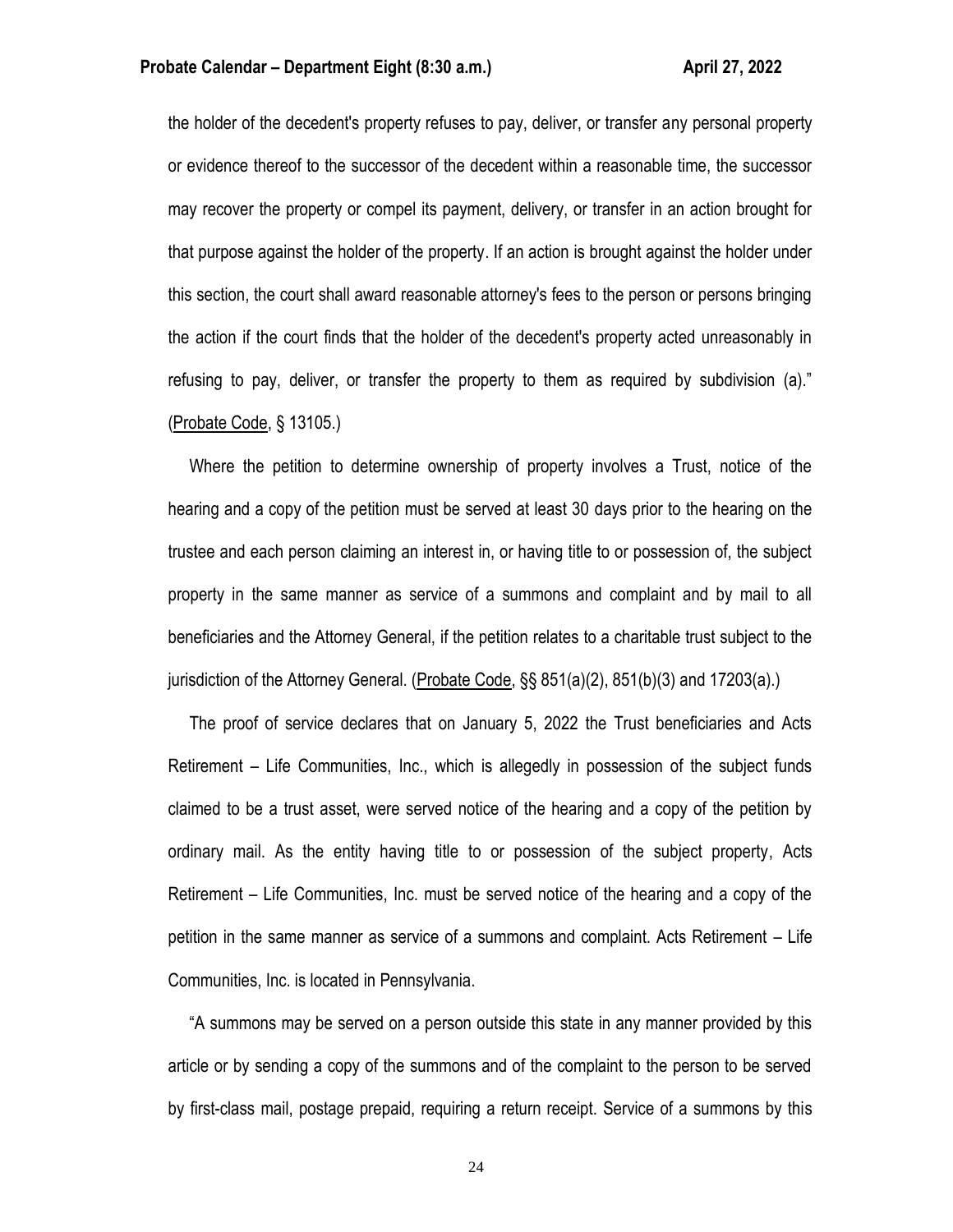the holder of the decedent's property refuses to pay, deliver, or transfer any personal property or evidence thereof to the successor of the decedent within a reasonable time, the successor may recover the property or compel its payment, delivery, or transfer in an action brought for that purpose against the holder of the property. If an action is brought against the holder under this section, the court shall award reasonable attorney's fees to the person or persons bringing the action if the court finds that the holder of the decedent's property acted unreasonably in refusing to pay, deliver, or transfer the property to them as required by subdivision (a)." (Probate Code, § 13105.)

Where the petition to determine ownership of property involves a Trust, notice of the hearing and a copy of the petition must be served at least 30 days prior to the hearing on the trustee and each person claiming an interest in, or having title to or possession of, the subject property in the same manner as service of a summons and complaint and by mail to all beneficiaries and the Attorney General, if the petition relates to a charitable trust subject to the jurisdiction of the Attorney General. (Probate Code, §§ 851(a)(2), 851(b)(3) and 17203(a).)

The proof of service declares that on January 5, 2022 the Trust beneficiaries and Acts Retirement – Life Communities, Inc., which is allegedly in possession of the subject funds claimed to be a trust asset, were served notice of the hearing and a copy of the petition by ordinary mail. As the entity having title to or possession of the subject property, Acts Retirement – Life Communities, Inc. must be served notice of the hearing and a copy of the petition in the same manner as service of a summons and complaint. Acts Retirement – Life Communities, Inc. is located in Pennsylvania.

"A summons may be served on a person outside this state in any manner provided by this article or by sending a copy of the summons and of the complaint to the person to be served by first-class mail, postage prepaid, requiring a return receipt. Service of a summons by this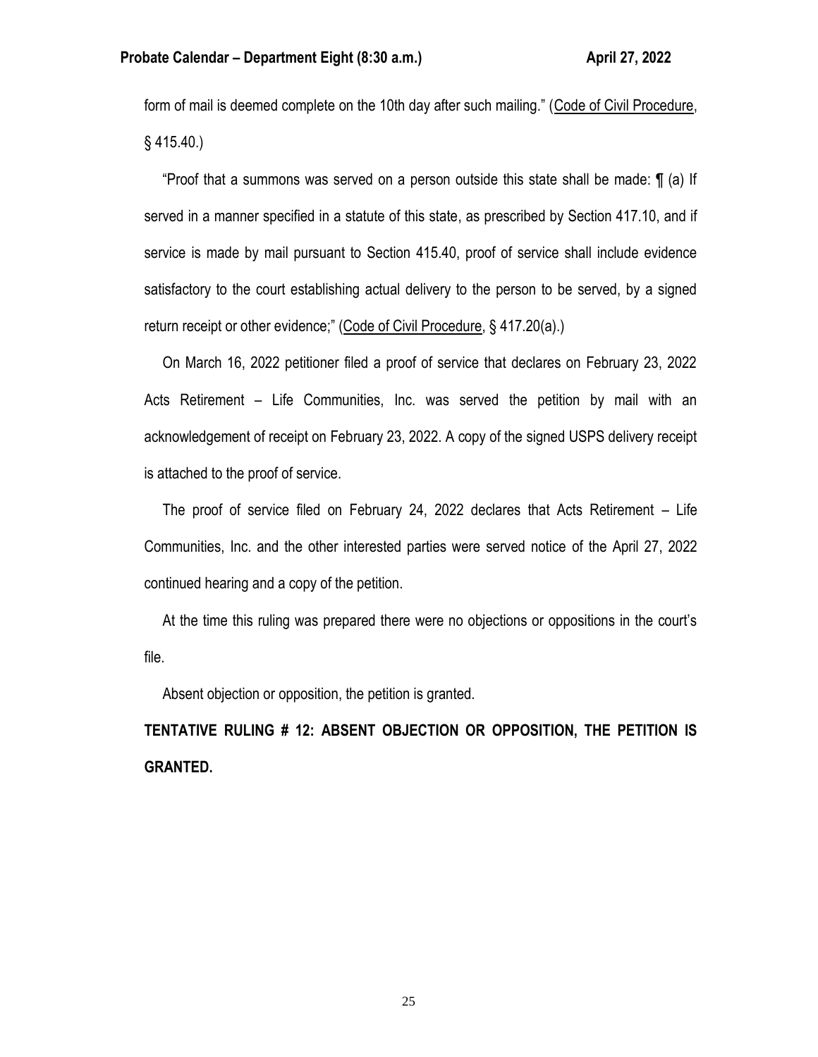form of mail is deemed complete on the 10th day after such mailing." (Code of Civil Procedure, § 415.40.)

"Proof that a summons was served on a person outside this state shall be made: ¶ (a) If served in a manner specified in a statute of this state, as prescribed by Section 417.10, and if service is made by mail pursuant to Section 415.40, proof of service shall include evidence satisfactory to the court establishing actual delivery to the person to be served, by a signed return receipt or other evidence;" (Code of Civil Procedure, § 417.20(a).)

On March 16, 2022 petitioner filed a proof of service that declares on February 23, 2022 Acts Retirement – Life Communities, Inc. was served the petition by mail with an acknowledgement of receipt on February 23, 2022. A copy of the signed USPS delivery receipt is attached to the proof of service.

The proof of service filed on February 24, 2022 declares that Acts Retirement – Life Communities, Inc. and the other interested parties were served notice of the April 27, 2022 continued hearing and a copy of the petition.

At the time this ruling was prepared there were no objections or oppositions in the court's file.

Absent objection or opposition, the petition is granted.

**TENTATIVE RULING # 12: ABSENT OBJECTION OR OPPOSITION, THE PETITION IS GRANTED.**